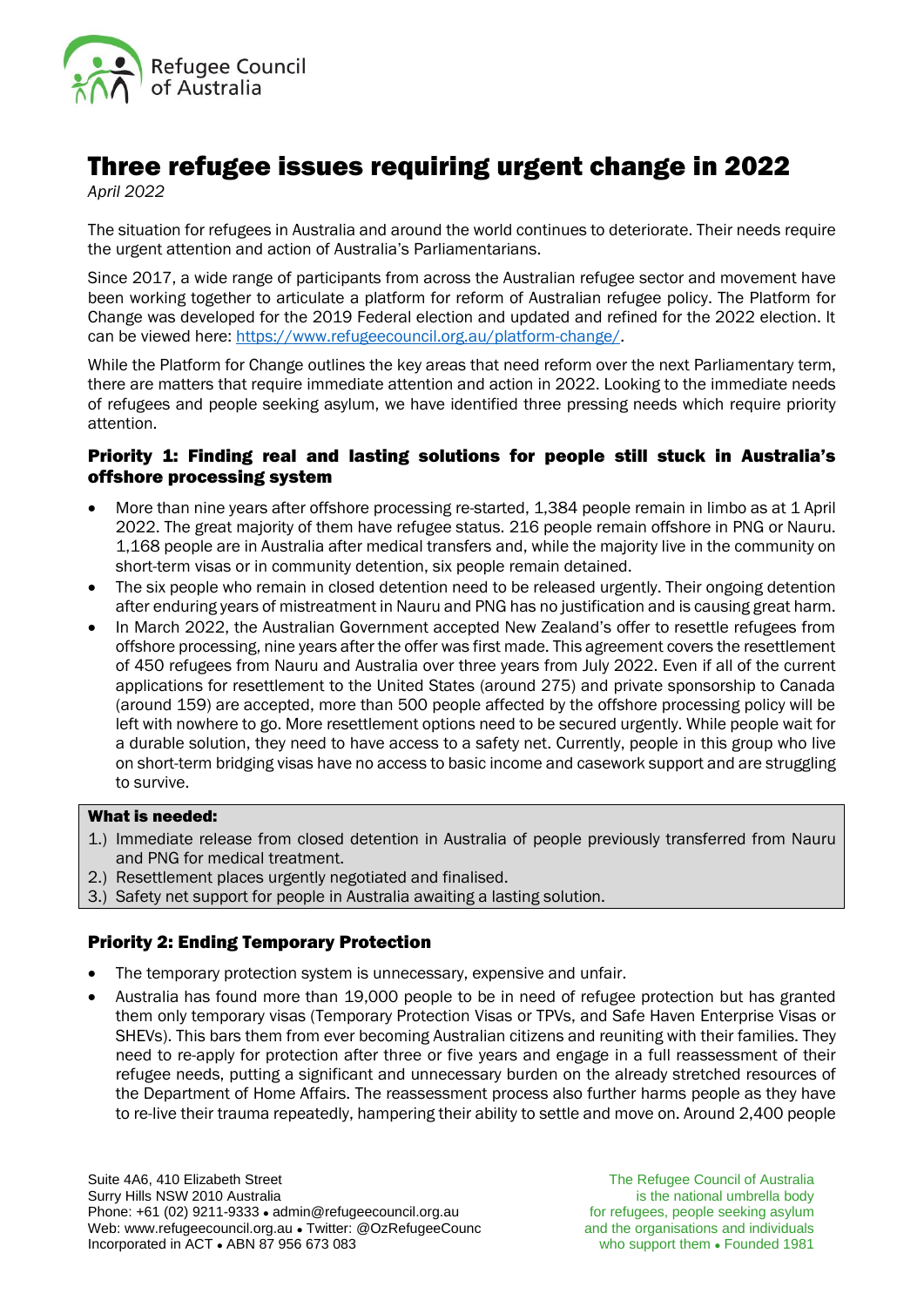Refugee Council of Australia

# Three refugee issues requiring urgent change in 2022

*April 2022*

The situation for refugees in Australia and around the world continues to deteriorate. Their needs require the urgent attention and action of Australia's Parliamentarians.

Since 2017, a wide range of participants from across the Australian refugee sector and movement have been working together to articulate a platform for reform of Australian refugee policy. The Platform for Change was developed for the 2019 Federal election and updated and refined for the 2022 election. It can be viewed here: https://www.refugeecouncil.org.au/platform-change/.

While the Platform for Change outlines the key areas that need reform over the next Parliamentary term, there are matters that require immediate attention and action in 2022. Looking to the immediate needs of refugees and people seeking asylum, we have identified three pressing needs which require priority attention.

### Priority 1: Finding real and lasting solutions for people still stuck in Australia's offshore processing system

- More than nine years after offshore processing re-started, 1,384 people remain in limbo as at 1 April 2022. The great majority of them have refugee status. 216 people remain offshore in PNG or Nauru. 1,168 people are in Australia after medical transfers and, while the majority live in the community on short-term visas or in community detention, six people remain detained.
- The six people who remain in closed detention need to be released urgently. Their ongoing detention after enduring years of mistreatment in Nauru and PNG has no justification and is causing great harm.
- In March 2022, the Australian Government accepted New Zealand's offer to resettle refugees from offshore processing, nine years after the offer was first made. This agreement covers the resettlement of 450 refugees from Nauru and Australia over three years from July 2022. Even if all of the current applications for resettlement to the United States (around 275) and private sponsorship to Canada (around 159) are accepted, more than 500 people affected by the offshore processing policy will be left with nowhere to go. More resettlement options need to be secured urgently. While people wait for a durable solution, they need to have access to a safety net. Currently, people in this group who live on short-term bridging visas have no access to basic income and casework support and are struggling to survive.

**What is needed:**

1.) Immediate release from closed detention in Australia of people previously transferred from Nauru and PNG for medical treatment.
2.) Resettlement places urgently negotiated and finalised.
3.) Safety net support for people in Australia awaiting a lasting solution.

### Priority 2: Ending Temporary Protection

- The temporary protection system is unnecessary, expensive and unfair.
- Australia has found more than 19,000 people to be in need of refugee protection but has granted them only temporary visas (Temporary Protection Visas or TPVs, and Safe Haven Enterprise Visas or SHEVs). This bars them from ever becoming Australian citizens and reuniting with their families. They need to re-apply for protection after three or five years and engage in a full reassessment of their refugee needs, putting a significant and unnecessary burden on the already stretched resources of the Department of Home Affairs. The reassessment process also further harms people as they have to re-live their trauma repeatedly, hampering their ability to settle and move on. Around 2,400 people

Suite 4A6, 410 Elizabeth Street
Surry Hills NSW 2010 Australia
Phone: +61 (02) 9211-9333 • admin@refugeecouncil.org.au
Web: www.refugeecouncil.org.au • Twitter: @OzRefugeeCounc
Incorporated in ACT • ABN 87 956 673 083

The Refugee Council of Australia is the national umbrella body for refugees, people seeking asylum and the organisations and individuals who support them • Founded 1981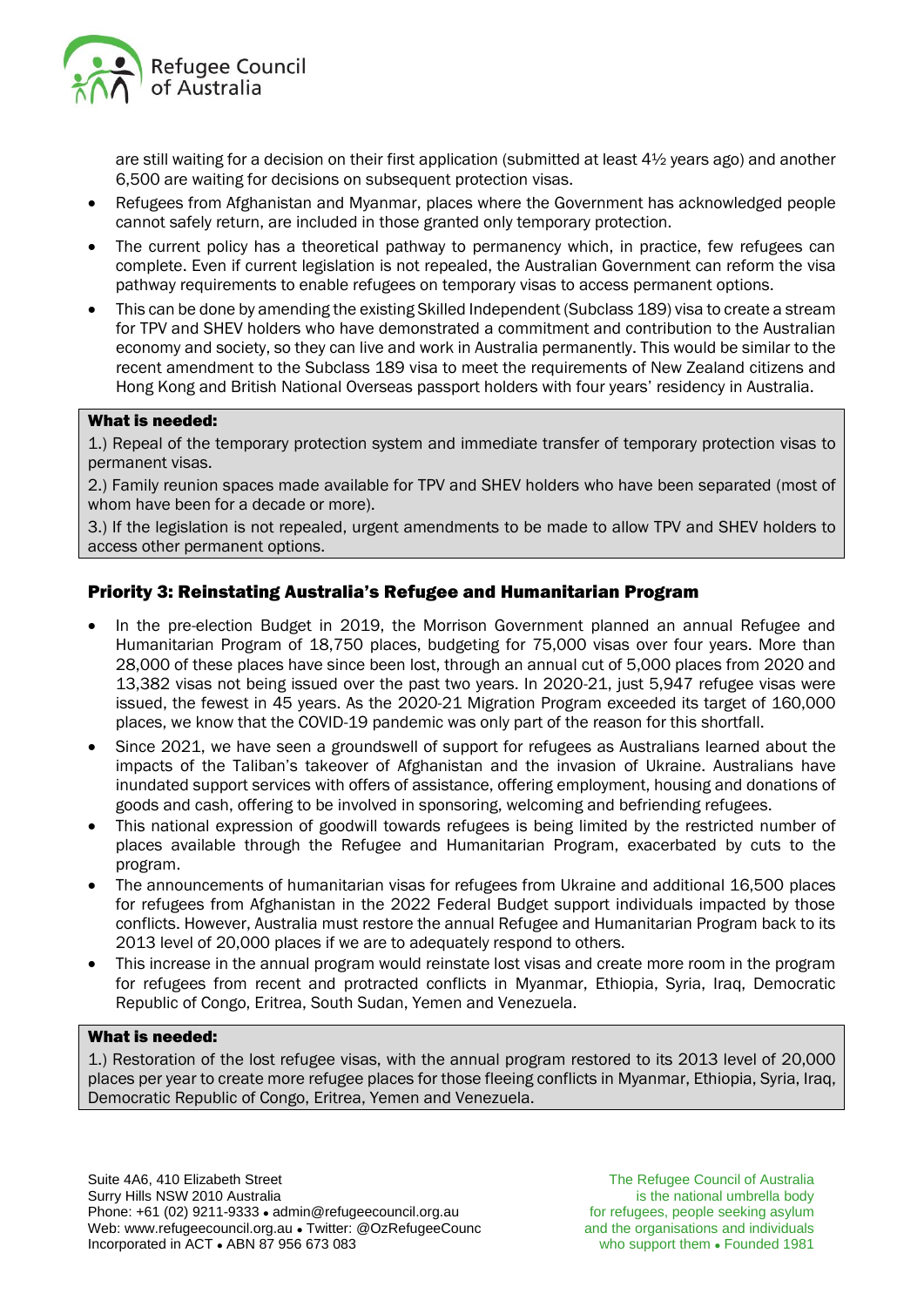are still waiting for a decision on their first application (submitted at least 4½ years ago) and another 6,500 are waiting for decisions on subsequent protection visas.

- Refugees from Afghanistan and Myanmar, places where the Government has acknowledged people cannot safely return, are included in those granted only temporary protection.
- The current policy has a theoretical pathway to permanency which, in practice, few refugees can complete. Even if current legislation is not repealed, the Australian Government can reform the visa pathway requirements to enable refugees on temporary visas to access permanent options.
- This can be done by amending the existing Skilled Independent (Subclass 189) visa to create a stream for TPV and SHEV holders who have demonstrated a commitment and contribution to the Australian economy and society, so they can live and work in Australia permanently. This would be similar to the recent amendment to the Subclass 189 visa to meet the requirements of New Zealand citizens and Hong Kong and British National Overseas passport holders with four years' residency in Australia.

**What is needed:**

1.) Repeal of the temporary protection system and immediate transfer of temporary protection visas to permanent visas.

2.) Family reunion spaces made available for TPV and SHEV holders who have been separated (most of whom have been for a decade or more).

3.) If the legislation is not repealed, urgent amendments to be made to allow TPV and SHEV holders to access other permanent options.

## Priority 3: Reinstating Australia's Refugee and Humanitarian Program

- In the pre-election Budget in 2019, the Morrison Government planned an annual Refugee and Humanitarian Program of 18,750 places, budgeting for 75,000 visas over four years. More than 28,000 of these places have since been lost, through an annual cut of 5,000 places from 2020 and 13,382 visas not being issued over the past two years. In 2020-21, just 5,947 refugee visas were issued, the fewest in 45 years. As the 2020-21 Migration Program exceeded its target of 160,000 places, we know that the COVID-19 pandemic was only part of the reason for this shortfall.
- Since 2021, we have seen a groundswell of support for refugees as Australians learned about the impacts of the Taliban's takeover of Afghanistan and the invasion of Ukraine. Australians have inundated support services with offers of assistance, offering employment, housing and donations of goods and cash, offering to be involved in sponsoring, welcoming and befriending refugees.
- This national expression of goodwill towards refugees is being limited by the restricted number of places available through the Refugee and Humanitarian Program, exacerbated by cuts to the program.
- The announcements of humanitarian visas for refugees from Ukraine and additional 16,500 places for refugees from Afghanistan in the 2022 Federal Budget support individuals impacted by those conflicts. However, Australia must restore the annual Refugee and Humanitarian Program back to its 2013 level of 20,000 places if we are to adequately respond to others.
- This increase in the annual program would reinstate lost visas and create more room in the program for refugees from recent and protracted conflicts in Myanmar, Ethiopia, Syria, Iraq, Democratic Republic of Congo, Eritrea, South Sudan, Yemen and Venezuela.

**What is needed:**

1.) Restoration of the lost refugee visas, with the annual program restored to its 2013 level of 20,000 places per year to create more refugee places for those fleeing conflicts in Myanmar, Ethiopia, Syria, Iraq, Democratic Republic of Congo, Eritrea, Yemen and Venezuela.